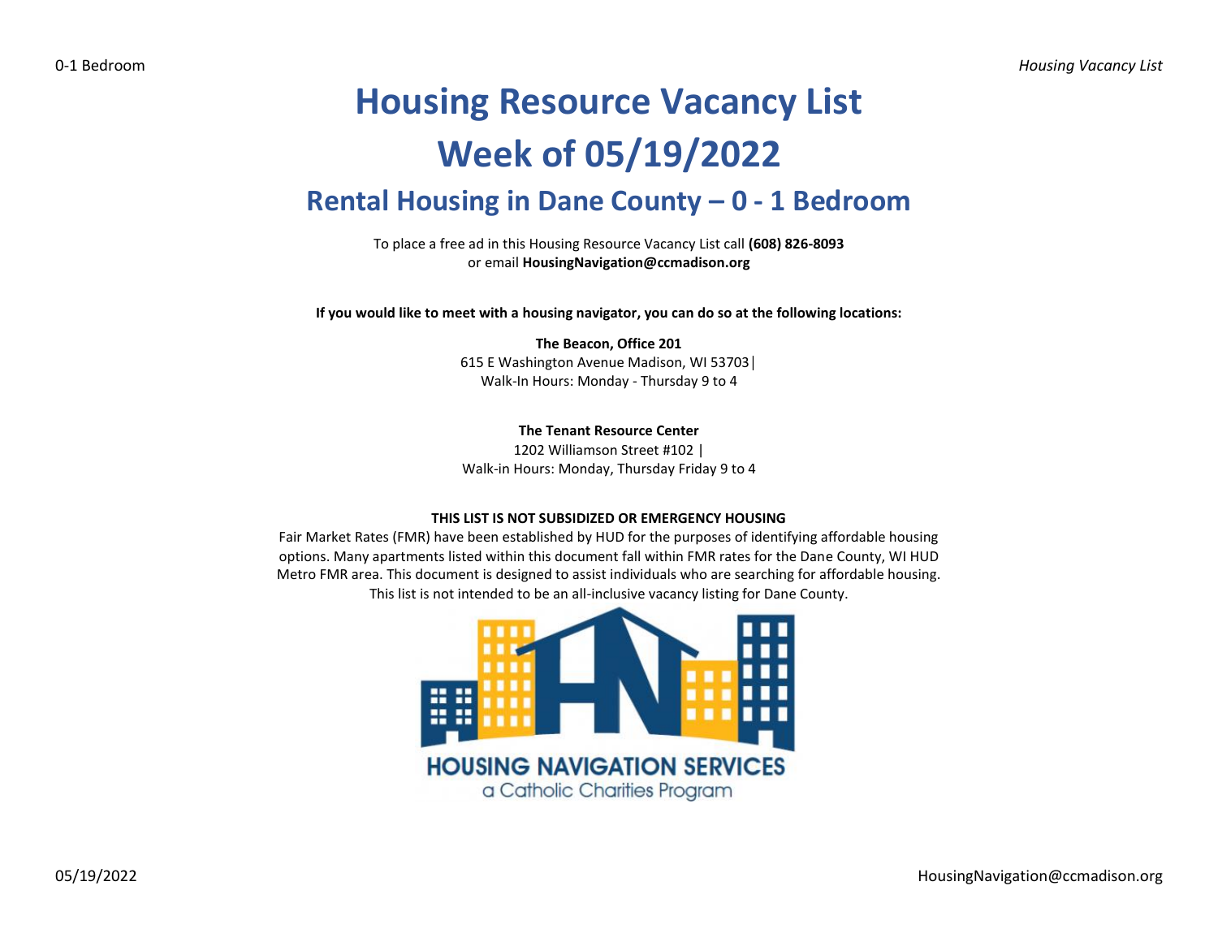# Housing Resource Vacancy List

# Week of 05/19/2022

## Rental Housing in Dane County – 0 - 1 Bedroom

To place a free ad in this Housing Resource Vacancy List call **(608) 826-8093**
or email **HousingNavigation@ccmadison.org**

**If you would like to meet with a housing navigator, you can do so at the following locations:**

**The Beacon, Office 201**
615 E Washington Avenue Madison, WI 53703|
Walk-In Hours: Monday - Thursday 9 to 4

**The Tenant Resource Center**
1202 Williamson Street #102 |
Walk-in Hours: Monday, Thursday Friday 9 to 4

**THIS LIST IS NOT SUBSIDIZED OR EMERGENCY HOUSING**

Fair Market Rates (FMR) have been established by HUD for the purposes of identifying affordable housing options. Many apartments listed within this document fall within FMR rates for the Dane County, WI HUD Metro FMR area. This document is designed to assist individuals who are searching for affordable housing. This list is not intended to be an all-inclusive vacancy listing for Dane County.

HOUSING NAVIGATION SERVICES
a Catholic Charities Program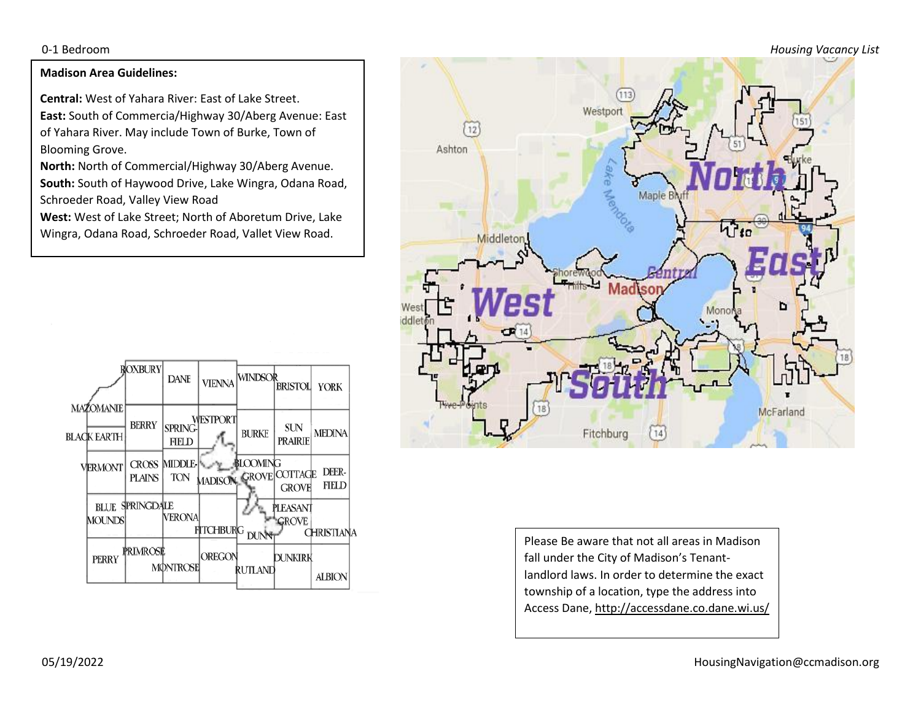0-1 Bedroom

**Madison Area Guidelines:**

**Central:** West of Yahara River: East of Lake Street.
**East:** South of Commercia/Highway 30/Aberg Avenue: East of Yahara River. May include Town of Burke, Town of Blooming Grove.
**North:** North of Commercial/Highway 30/Aberg Avenue.
**South:** South of Haywood Drive, Lake Wingra, Odana Road, Schroeder Road, Valley View Road
**West:** West of Lake Street; North of Aboretum Drive, Lake Wingra, Odana Road, Schroeder Road, Vallet View Road.

Please Be aware that not all areas in Madison fall under the City of Madison's Tenant-landlord laws. In order to determine the exact township of a location, type the address into Access Dane, http://accessdane.co.dane.wi.us/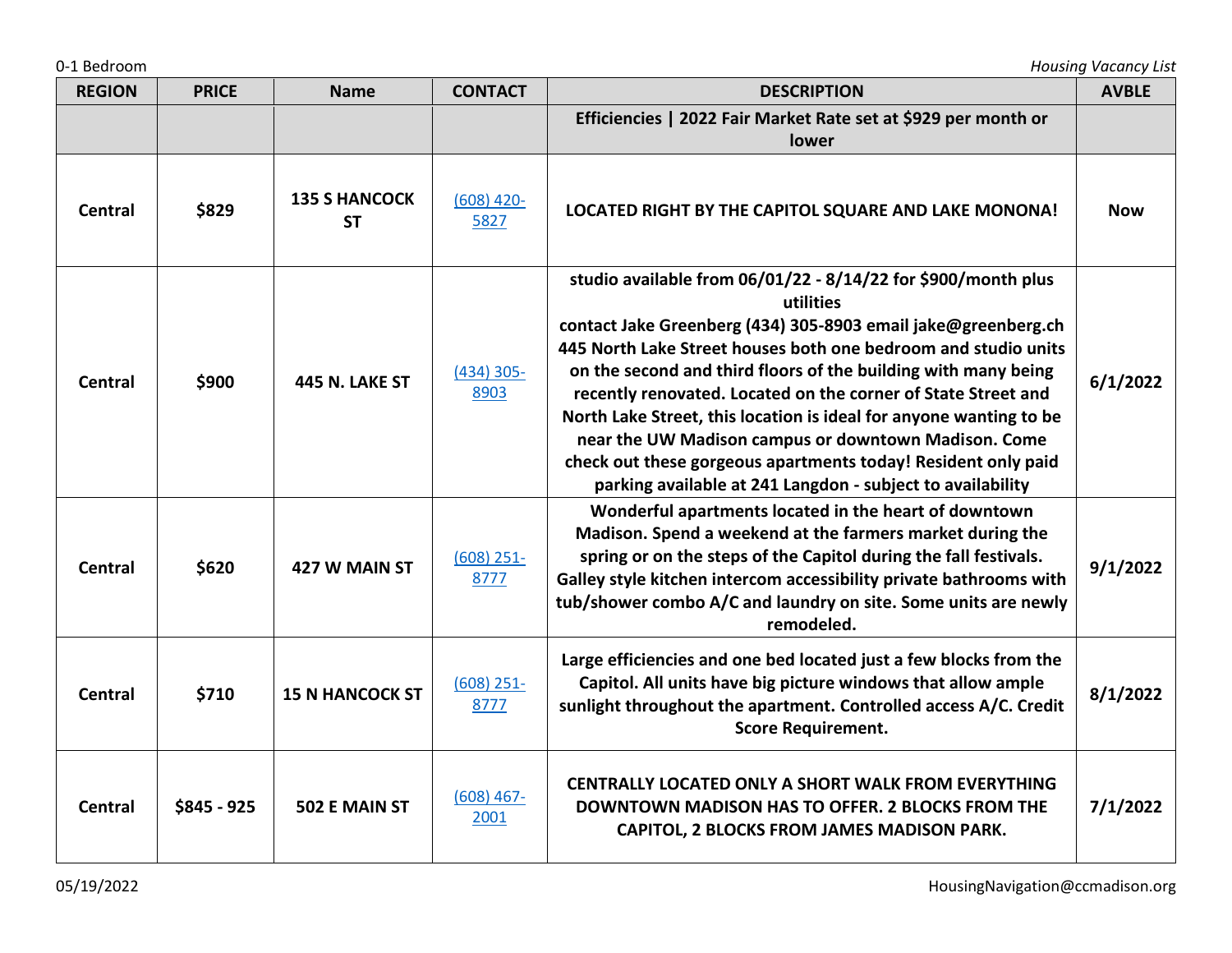| REGION | PRICE | Name | CONTACT | DESCRIPTION | AVBLE |
|---|---|---|---|---|---|
| | | | | **Efficiencies \| 2022 Fair Market Rate set at $929 per month or lower** | |
| **Central** | **$829** | **135 S HANCOCK ST** | (608) 420-5827 | **LOCATED RIGHT BY THE CAPITOL SQUARE AND LAKE MONONA!** | **Now** |
| **Central** | **$900** | **445 N. LAKE ST** | (434) 305-8903 | **studio available from 06/01/22 - 8/14/22 for $900/month plus utilities contact Jake Greenberg (434) 305-8903 email jake@greenberg.ch 445 North Lake Street houses both one bedroom and studio units on the second and third floors of the building with many being recently renovated. Located on the corner of State Street and North Lake Street, this location is ideal for anyone wanting to be near the UW Madison campus or downtown Madison. Come check out these gorgeous apartments today! Resident only paid parking available at 241 Langdon - subject to availability** | **6/1/2022** |
| **Central** | **$620** | **427 W MAIN ST** | (608) 251-8777 | **Wonderful apartments located in the heart of downtown Madison. Spend a weekend at the farmers market during the spring or on the steps of the Capitol during the fall festivals. Galley style kitchen intercom accessibility private bathrooms with tub/shower combo A/C and laundry on site. Some units are newly remodeled.** | **9/1/2022** |
| **Central** | **$710** | **15 N HANCOCK ST** | (608) 251-8777 | **Large efficiencies and one bed located just a few blocks from the Capitol. All units have big picture windows that allow ample sunlight throughout the apartment. Controlled access A/C. Credit Score Requirement.** | **8/1/2022** |
| **Central** | **$845 - 925** | **502 E MAIN ST** | (608) 467-2001 | **CENTRALLY LOCATED ONLY A SHORT WALK FROM EVERYTHING DOWNTOWN MADISON HAS TO OFFER. 2 BLOCKS FROM THE CAPITOL, 2 BLOCKS FROM JAMES MADISON PARK.** | **7/1/2022** |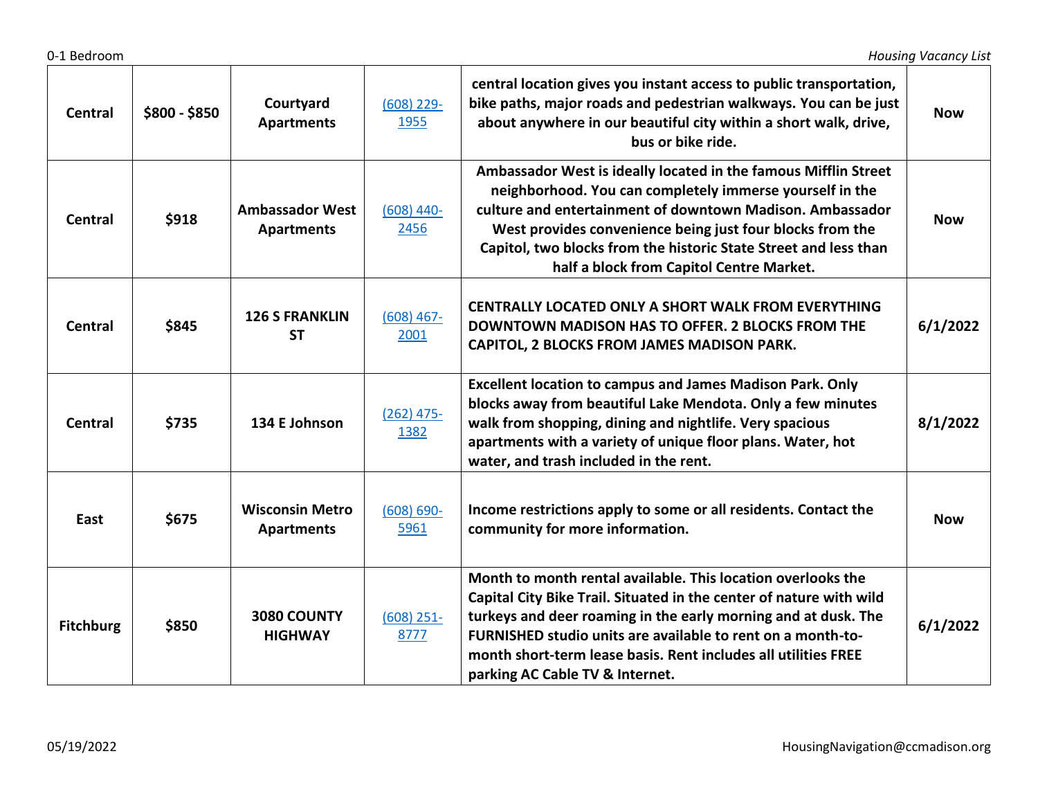| Central | $800 - $850 | Courtyard Apartments | (608) 229-1955 | central location gives you instant access to public transportation, bike paths, major roads and pedestrian walkways. You can be just about anywhere in our beautiful city within a short walk, drive, bus or bike ride. | Now |
|---|---|---|---|---|---|
| Central | $918 | Ambassador West Apartments | (608) 440-2456 | Ambassador West is ideally located in the famous Mifflin Street neighborhood. You can completely immerse yourself in the culture and entertainment of downtown Madison. Ambassador West provides convenience being just four blocks from the Capitol, two blocks from the historic State Street and less than half a block from Capitol Centre Market. | Now |
| Central | $845 | 126 S FRANKLIN ST | (608) 467-2001 | CENTRALLY LOCATED ONLY A SHORT WALK FROM EVERYTHING DOWNTOWN MADISON HAS TO OFFER. 2 BLOCKS FROM THE CAPITOL, 2 BLOCKS FROM JAMES MADISON PARK. | 6/1/2022 |
| Central | $735 | 134 E Johnson | (262) 475-1382 | Excellent location to campus and James Madison Park. Only blocks away from beautiful Lake Mendota. Only a few minutes walk from shopping, dining and nightlife. Very spacious apartments with a variety of unique floor plans. Water, hot water, and trash included in the rent. | 8/1/2022 |
| East | $675 | Wisconsin Metro Apartments | (608) 690-5961 | Income restrictions apply to some or all residents. Contact the community for more information. | Now |
| Fitchburg | $850 | 3080 COUNTY HIGHWAY | (608) 251-8777 | Month to month rental available. This location overlooks the Capital City Bike Trail. Situated in the center of nature with wild turkeys and deer roaming in the early morning and at dusk. The FURNISHED studio units are available to rent on a month-to-month short-term lease basis. Rent includes all utilities FREE parking AC Cable TV & Internet. | 6/1/2022 |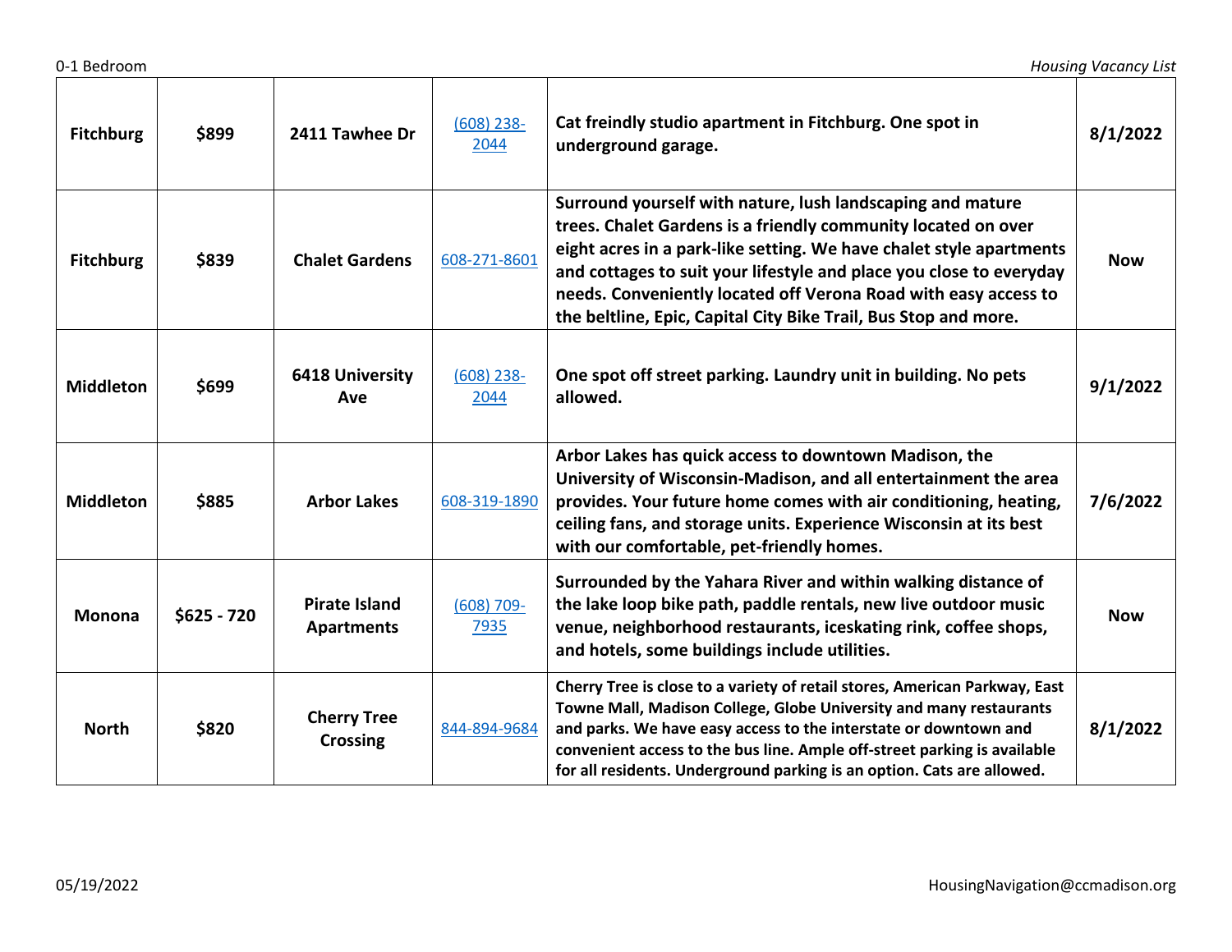| Fitchburg | $899 | 2411 Tawhee Dr | (608) 238-2044 | Cat freindly studio apartment in Fitchburg. One spot in underground garage. | 8/1/2022 |
|---|---|---|---|---|---|
| Fitchburg | $839 | Chalet Gardens | 608-271-8601 | Surround yourself with nature, lush landscaping and mature trees. Chalet Gardens is a friendly community located on over eight acres in a park-like setting. We have chalet style apartments and cottages to suit your lifestyle and place you close to everyday needs. Conveniently located off Verona Road with easy access to the beltline, Epic, Capital City Bike Trail, Bus Stop and more. | Now |
| Middleton | $699 | 6418 University Ave | (608) 238-2044 | One spot off street parking. Laundry unit in building. No pets allowed. | 9/1/2022 |
| Middleton | $885 | Arbor Lakes | 608-319-1890 | Arbor Lakes has quick access to downtown Madison, the University of Wisconsin-Madison, and all entertainment the area provides. Your future home comes with air conditioning, heating, ceiling fans, and storage units. Experience Wisconsin at its best with our comfortable, pet-friendly homes. | 7/6/2022 |
| Monona | $625 - 720 | Pirate Island Apartments | (608) 709-7935 | Surrounded by the Yahara River and within walking distance of the lake loop bike path, paddle rentals, new live outdoor music venue, neighborhood restaurants, iceskating rink, coffee shops, and hotels, some buildings include utilities. | Now |
| North | $820 | Cherry Tree Crossing | 844-894-9684 | Cherry Tree is close to a variety of retail stores, American Parkway, East Towne Mall, Madison College, Globe University and many restaurants and parks. We have easy access to the interstate or downtown and convenient access to the bus line. Ample off-street parking is available for all residents. Underground parking is an option. Cats are allowed. | 8/1/2022 |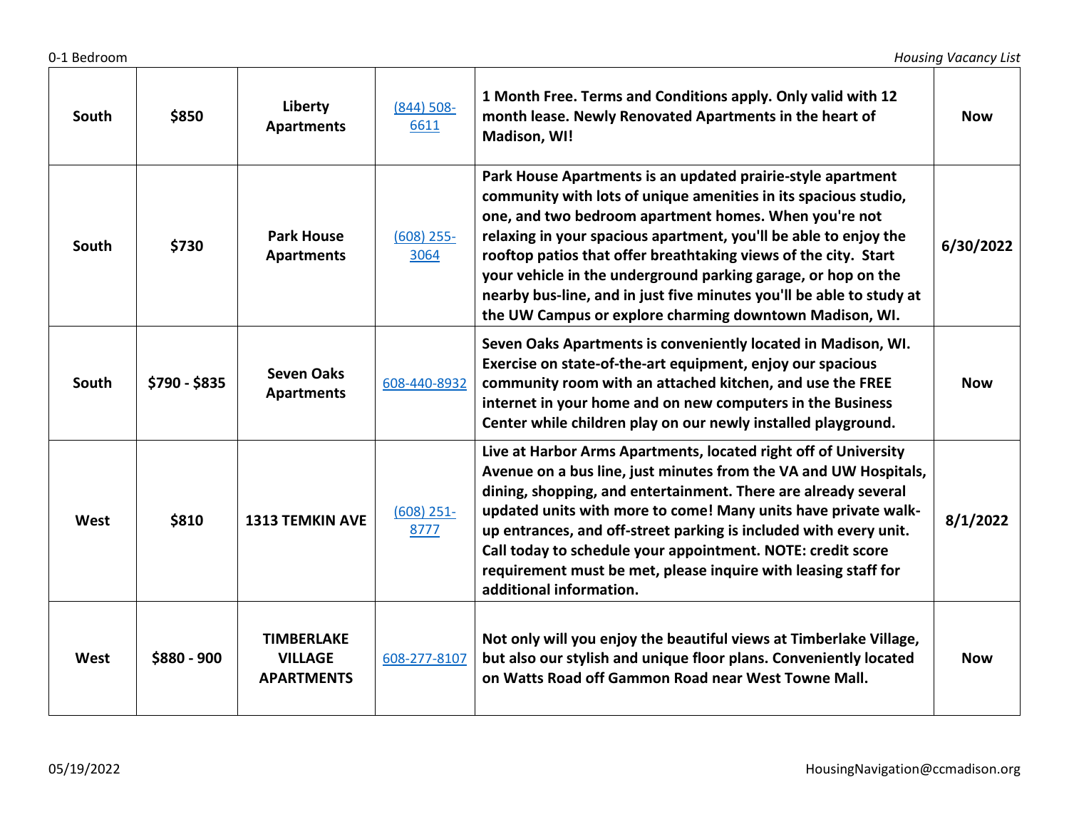| South | $850 | Liberty Apartments | (844) 508-6611 | 1 Month Free. Terms and Conditions apply. Only valid with 12 month lease. Newly Renovated Apartments in the heart of Madison, WI! | Now |
|---|---|---|---|---|---|
| South | $730 | Park House Apartments | (608) 255-3064 | Park House Apartments is an updated prairie-style apartment community with lots of unique amenities in its spacious studio, one, and two bedroom apartment homes. When you're not relaxing in your spacious apartment, you'll be able to enjoy the rooftop patios that offer breathtaking views of the city. Start your vehicle in the underground parking garage, or hop on the nearby bus-line, and in just five minutes you'll be able to study at the UW Campus or explore charming downtown Madison, WI. | 6/30/2022 |
| South | $790 - $835 | Seven Oaks Apartments | 608-440-8932 | Seven Oaks Apartments is conveniently located in Madison, WI. Exercise on state-of-the-art equipment, enjoy our spacious community room with an attached kitchen, and use the FREE internet in your home and on new computers in the Business Center while children play on our newly installed playground. | Now |
| West | $810 | 1313 TEMKIN AVE | (608) 251-8777 | Live at Harbor Arms Apartments, located right off of University Avenue on a bus line, just minutes from the VA and UW Hospitals, dining, shopping, and entertainment. There are already several updated units with more to come! Many units have private walk-up entrances, and off-street parking is included with every unit. Call today to schedule your appointment. NOTE: credit score requirement must be met, please inquire with leasing staff for additional information. | 8/1/2022 |
| West | $880 - 900 | TIMBERLAKE VILLAGE APARTMENTS | 608-277-8107 | Not only will you enjoy the beautiful views at Timberlake Village, but also our stylish and unique floor plans. Conveniently located on Watts Road off Gammon Road near West Towne Mall. | Now |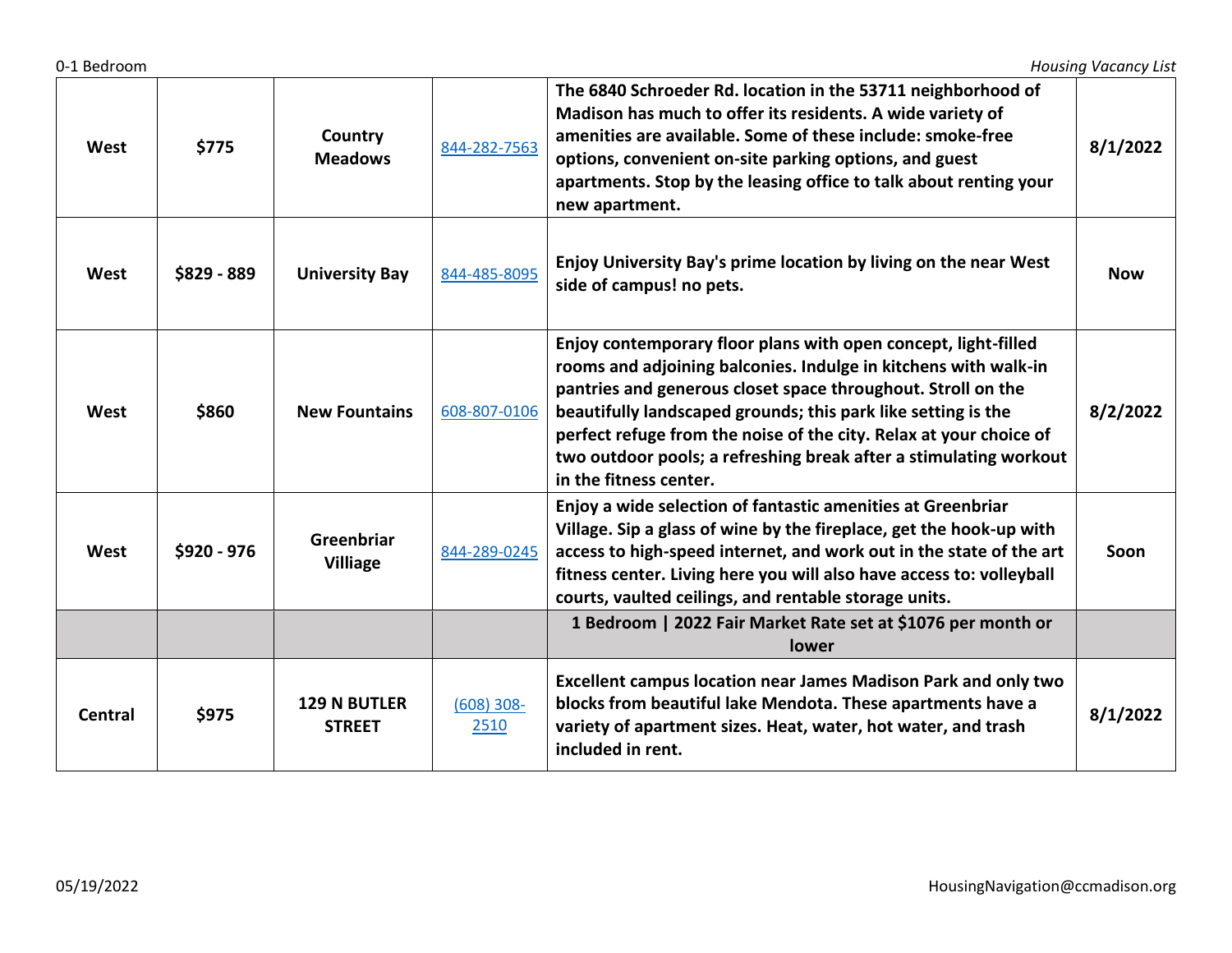| | | | | | |
|---|---|---|---|---|---|
| **West** | **$775** | **Country Meadows** | 844-282-7563 | **The 6840 Schroeder Rd. location in the 53711 neighborhood of Madison has much to offer its residents. A wide variety of amenities are available. Some of these include: smoke-free options, convenient on-site parking options, and guest apartments. Stop by the leasing office to talk about renting your new apartment.** | **8/1/2022** |
| **West** | **$829 - 889** | **University Bay** | 844-485-8095 | **Enjoy University Bay's prime location by living on the near West side of campus! no pets.** | **Now** |
| **West** | **$860** | **New Fountains** | 608-807-0106 | **Enjoy contemporary floor plans with open concept, light-filled rooms and adjoining balconies. Indulge in kitchens with walk-in pantries and generous closet space throughout. Stroll on the beautifully landscaped grounds; this park like setting is the perfect refuge from the noise of the city. Relax at your choice of two outdoor pools; a refreshing break after a stimulating workout in the fitness center.** | **8/2/2022** |
| **West** | **$920 - 976** | **Greenbriar Villiage** | 844-289-0245 | **Enjoy a wide selection of fantastic amenities at Greenbriar Village. Sip a glass of wine by the fireplace, get the hook-up with access to high-speed internet, and work out in the state of the art fitness center. Living here you will also have access to: volleyball courts, vaulted ceilings, and rentable storage units.** | **Soon** |
| | | | | **1 Bedroom \| 2022 Fair Market Rate set at $1076 per month or lower** | |
| **Central** | **$975** | **129 N BUTLER STREET** | (608) 308-2510 | **Excellent campus location near James Madison Park and only two blocks from beautiful lake Mendota. These apartments have a variety of apartment sizes. Heat, water, hot water, and trash included in rent.** | **8/1/2022** |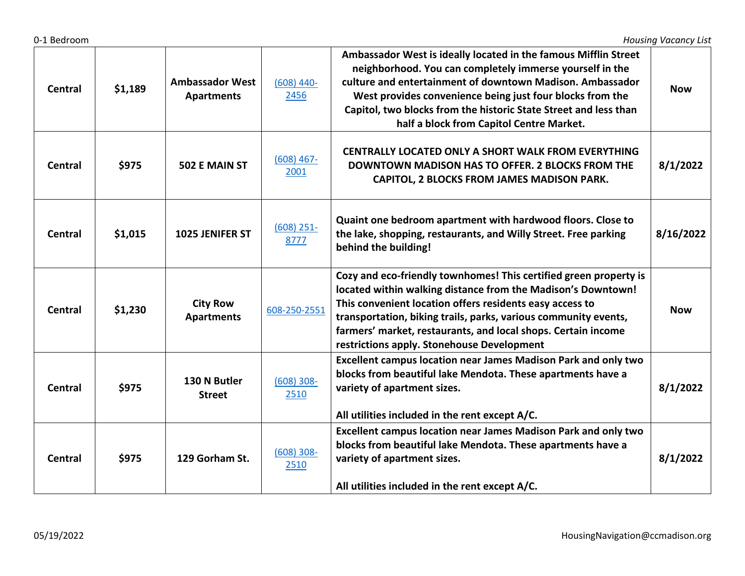| Central | $1,189 | Ambassador West Apartments | (608) 440-2456 | Ambassador West is ideally located in the famous Mifflin Street neighborhood. You can completely immerse yourself in the culture and entertainment of downtown Madison. Ambassador West provides convenience being just four blocks from the Capitol, two blocks from the historic State Street and less than half a block from Capitol Centre Market. | Now |
|---|---|---|---|---|---|
| Central | $975 | 502 E MAIN ST | (608) 467-2001 | CENTRALLY LOCATED ONLY A SHORT WALK FROM EVERYTHING DOWNTOWN MADISON HAS TO OFFER. 2 BLOCKS FROM THE CAPITOL, 2 BLOCKS FROM JAMES MADISON PARK. | 8/1/2022 |
| Central | $1,015 | 1025 JENIFER ST | (608) 251-8777 | Quaint one bedroom apartment with hardwood floors. Close to the lake, shopping, restaurants, and Willy Street. Free parking behind the building! | 8/16/2022 |
| Central | $1,230 | City Row Apartments | 608-250-2551 | Cozy and eco-friendly townhomes! This certified green property is located within walking distance from the Madison's Downtown! This convenient location offers residents easy access to transportation, biking trails, parks, various community events, farmers' market, restaurants, and local shops. Certain income restrictions apply. Stonehouse Development | Now |
| Central | $975 | 130 N Butler Street | (608) 308-2510 | Excellent campus location near James Madison Park and only two blocks from beautiful lake Mendota. These apartments have a variety of apartment sizes.<br><br>All utilities included in the rent except A/C. | 8/1/2022 |
| Central | $975 | 129 Gorham St. | (608) 308-2510 | Excellent campus location near James Madison Park and only two blocks from beautiful lake Mendota. These apartments have a variety of apartment sizes.<br><br>All utilities included in the rent except A/C. | 8/1/2022 |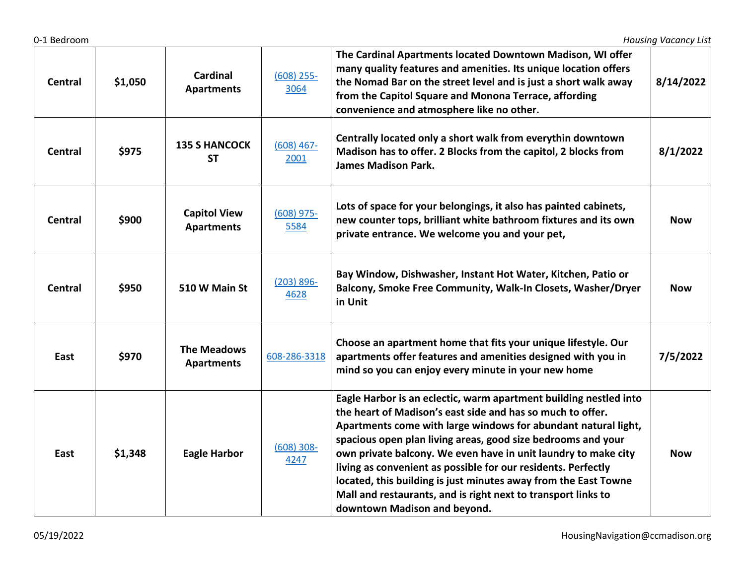| Central | $1,050 | Cardinal Apartments | (608) 255-3064 | The Cardinal Apartments located Downtown Madison, WI offer many quality features and amenities. Its unique location offers the Nomad Bar on the street level and is just a short walk away from the Capitol Square and Monona Terrace, affording convenience and atmosphere like no other. | 8/14/2022 |
|---|---|---|---|---|---|
| Central | $975 | 135 S HANCOCK ST | (608) 467-2001 | Centrally located only a short walk from everythin downtown Madison has to offer. 2 Blocks from the capitol, 2 blocks from James Madison Park. | 8/1/2022 |
| Central | $900 | Capitol View Apartments | (608) 975-5584 | Lots of space for your belongings, it also has painted cabinets, new counter tops, brilliant white bathroom fixtures and its own private entrance. We welcome you and your pet, | Now |
| Central | $950 | 510 W Main St | (203) 896-4628 | Bay Window, Dishwasher, Instant Hot Water, Kitchen, Patio or Balcony, Smoke Free Community, Walk-In Closets, Washer/Dryer in Unit | Now |
| East | $970 | The Meadows Apartments | 608-286-3318 | Choose an apartment home that fits your unique lifestyle. Our apartments offer features and amenities designed with you in mind so you can enjoy every minute in your new home | 7/5/2022 |
| East | $1,348 | Eagle Harbor | (608) 308-4247 | Eagle Harbor is an eclectic, warm apartment building nestled into the heart of Madison's east side and has so much to offer. Apartments come with large windows for abundant natural light, spacious open plan living areas, good size bedrooms and your own private balcony. We even have in unit laundry to make city living as convenient as possible for our residents. Perfectly located, this building is just minutes away from the East Towne Mall and restaurants, and is right next to transport links to downtown Madison and beyond. | Now |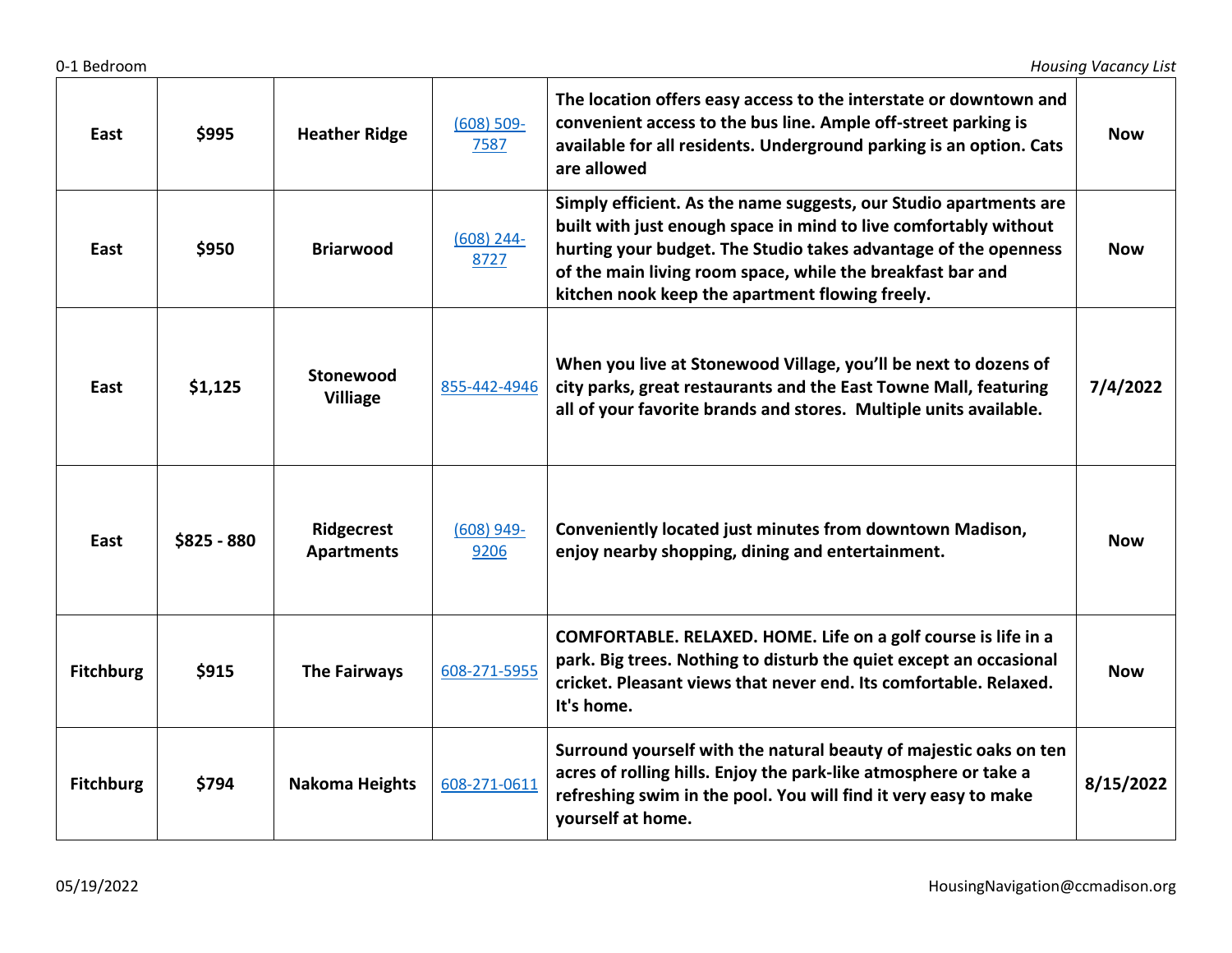| East | $995 | Heather Ridge | (608) 509-7587 | The location offers easy access to the interstate or downtown and convenient access to the bus line. Ample off-street parking is available for all residents. Underground parking is an option. Cats are allowed | Now |
|---|---|---|---|---|---|
| East | $950 | Briarwood | (608) 244-8727 | Simply efficient. As the name suggests, our Studio apartments are built with just enough space in mind to live comfortably without hurting your budget. The Studio takes advantage of the openness of the main living room space, while the breakfast bar and kitchen nook keep the apartment flowing freely. | Now |
| East | $1,125 | Stonewood Villiage | 855-442-4946 | When you live at Stonewood Village, you'll be next to dozens of city parks, great restaurants and the East Towne Mall, featuring all of your favorite brands and stores. Multiple units available. | 7/4/2022 |
| East | $825 - 880 | Ridgecrest Apartments | (608) 949-9206 | Conveniently located just minutes from downtown Madison, enjoy nearby shopping, dining and entertainment. | Now |
| Fitchburg | $915 | The Fairways | 608-271-5955 | COMFORTABLE. RELAXED. HOME. Life on a golf course is life in a park. Big trees. Nothing to disturb the quiet except an occasional cricket. Pleasant views that never end. Its comfortable. Relaxed. It's home. | Now |
| Fitchburg | $794 | Nakoma Heights | 608-271-0611 | Surround yourself with the natural beauty of majestic oaks on ten acres of rolling hills. Enjoy the park-like atmosphere or take a refreshing swim in the pool. You will find it very easy to make yourself at home. | 8/15/2022 |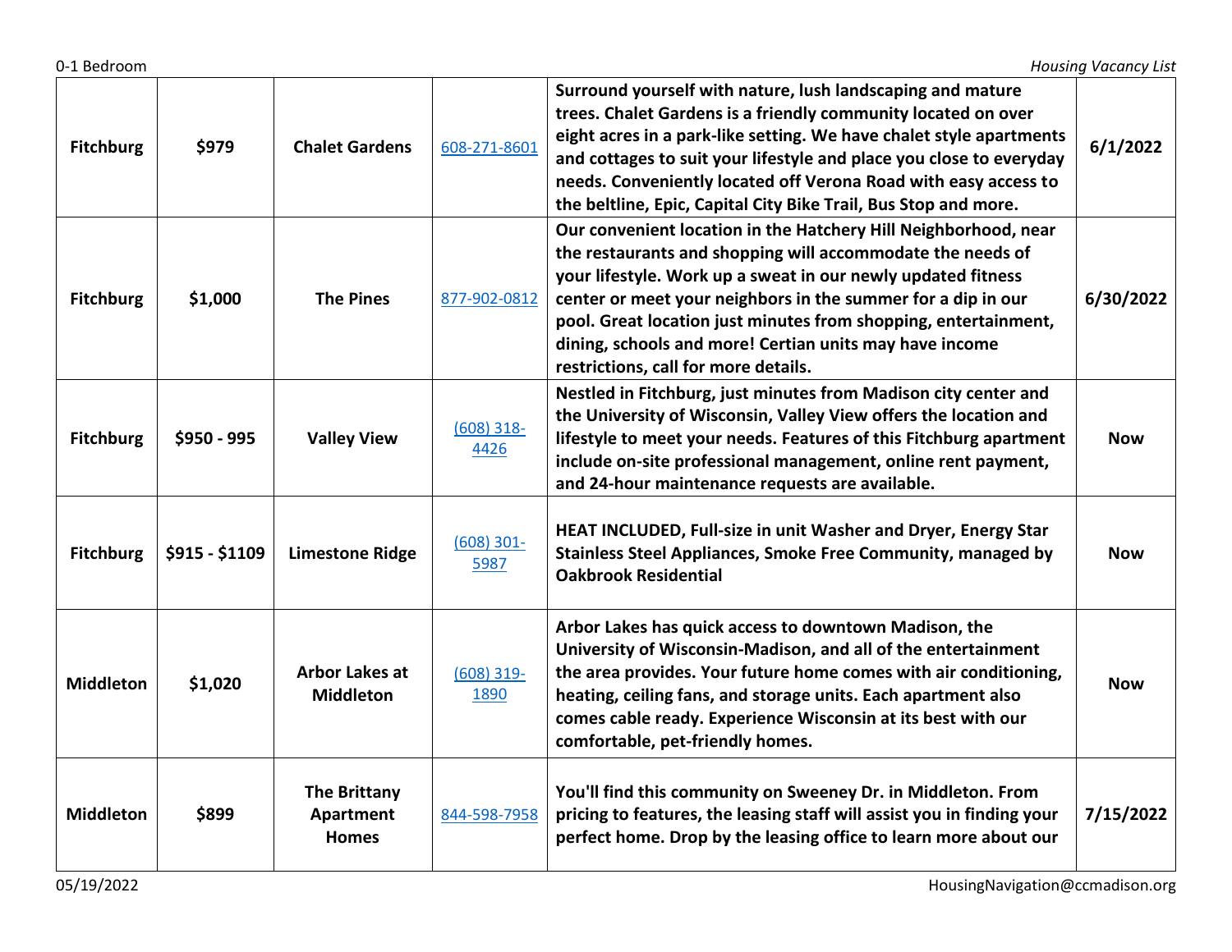| | | | | | |
|---|---|---|---|---|---|
| **Fitchburg** | **$979** | **Chalet Gardens** | 608-271-8601 | **Surround yourself with nature, lush landscaping and mature trees. Chalet Gardens is a friendly community located on over eight acres in a park-like setting. We have chalet style apartments and cottages to suit your lifestyle and place you close to everyday needs. Conveniently located off Verona Road with easy access to the beltline, Epic, Capital City Bike Trail, Bus Stop and more.** | **6/1/2022** |
| **Fitchburg** | **$1,000** | **The Pines** | 877-902-0812 | **Our convenient location in the Hatchery Hill Neighborhood, near the restaurants and shopping will accommodate the needs of your lifestyle. Work up a sweat in our newly updated fitness center or meet your neighbors in the summer for a dip in our pool. Great location just minutes from shopping, entertainment, dining, schools and more! Certian units may have income restrictions, call for more details.** | **6/30/2022** |
| **Fitchburg** | **$950 - 995** | **Valley View** | (608) 318-4426 | **Nestled in Fitchburg, just minutes from Madison city center and the University of Wisconsin, Valley View offers the location and lifestyle to meet your needs. Features of this Fitchburg apartment include on-site professional management, online rent payment, and 24-hour maintenance requests are available.** | **Now** |
| **Fitchburg** | **$915 - $1109** | **Limestone Ridge** | (608) 301-5987 | **HEAT INCLUDED, Full-size in unit Washer and Dryer, Energy Star Stainless Steel Appliances, Smoke Free Community, managed by Oakbrook Residential** | **Now** |
| **Middleton** | **$1,020** | **Arbor Lakes at Middleton** | (608) 319-1890 | **Arbor Lakes has quick access to downtown Madison, the University of Wisconsin-Madison, and all of the entertainment the area provides. Your future home comes with air conditioning, heating, ceiling fans, and storage units. Each apartment also comes cable ready. Experience Wisconsin at its best with our comfortable, pet-friendly homes.** | **Now** |
| **Middleton** | **$899** | **The Brittany Apartment Homes** | 844-598-7958 | **You'll find this community on Sweeney Dr. in Middleton. From pricing to features, the leasing staff will assist you in finding your perfect home. Drop by the leasing office to learn more about our** | **7/15/2022** |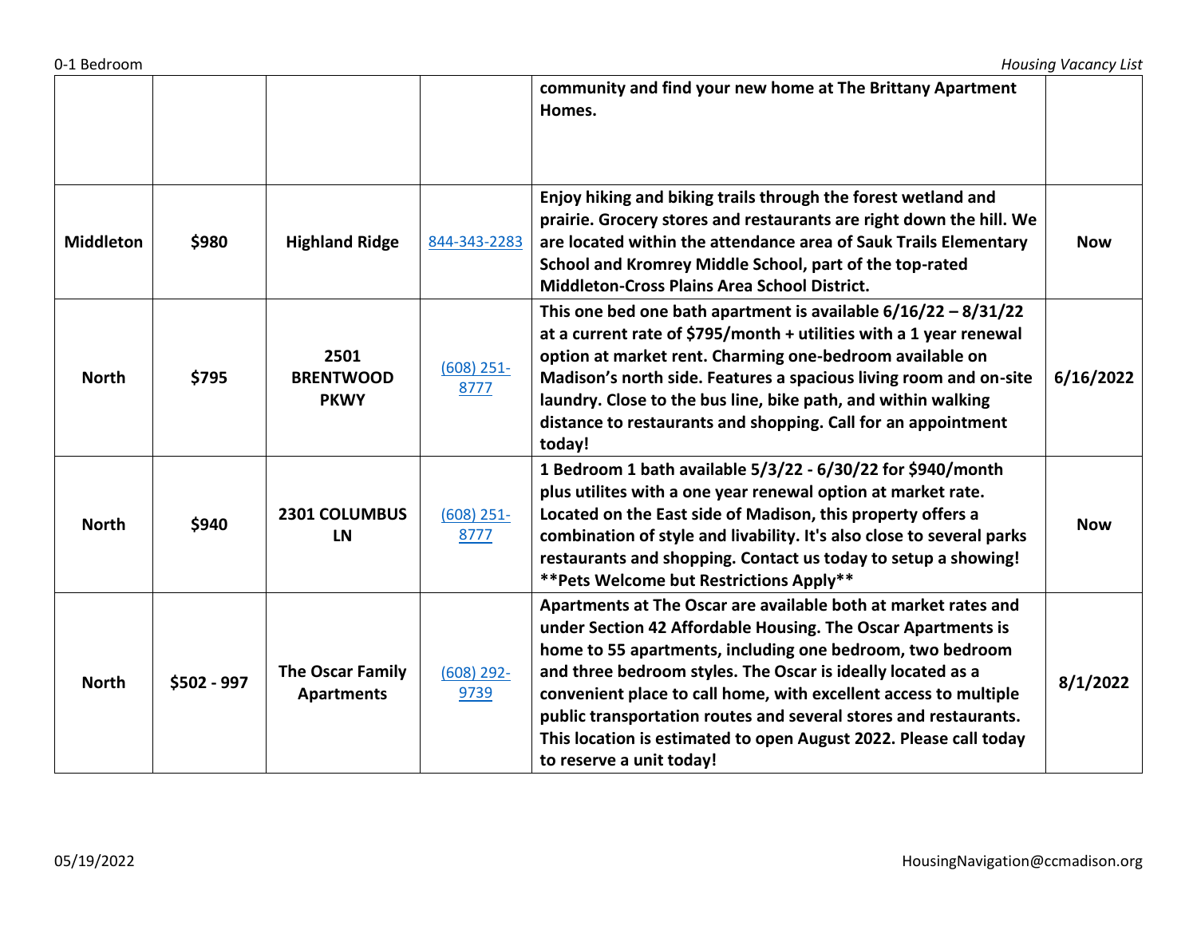|  |  |  |  |  |  |
|---|---|---|---|---|---|
|  |  |  |  | **community and find your new home at The Brittany Apartment Homes.** |  |
| **Middleton** | **$980** | **Highland Ridge** | 844-343-2283 | **Enjoy hiking and biking trails through the forest wetland and prairie. Grocery stores and restaurants are right down the hill. We are located within the attendance area of Sauk Trails Elementary School and Kromrey Middle School, part of the top-rated Middleton-Cross Plains Area School District.** | **Now** |
| **North** | **$795** | **2501 BRENTWOOD PKWY** | (608) 251-8777 | **This one bed one bath apartment is available 6/16/22 – 8/31/22 at a current rate of $795/month + utilities with a 1 year renewal option at market rent. Charming one-bedroom available on Madison's north side. Features a spacious living room and on-site laundry. Close to the bus line, bike path, and within walking distance to restaurants and shopping. Call for an appointment today!** | **6/16/2022** |
| **North** | **$940** | **2301 COLUMBUS LN** | (608) 251-8777 | **1 Bedroom 1 bath available 5/3/22 - 6/30/22 for $940/month plus utilites with a one year renewal option at market rate. Located on the East side of Madison, this property offers a combination of style and livability. It's also close to several parks restaurants and shopping. Contact us today to setup a showing! **Pets Welcome but Restrictions Apply**** | **Now** |
| **North** | **$502 - 997** | **The Oscar Family Apartments** | (608) 292-9739 | **Apartments at The Oscar are available both at market rates and under Section 42 Affordable Housing. The Oscar Apartments is home to 55 apartments, including one bedroom, two bedroom and three bedroom styles. The Oscar is ideally located as a convenient place to call home, with excellent access to multiple public transportation routes and several stores and restaurants. This location is estimated to open August 2022. Please call today to reserve a unit today!** | **8/1/2022** |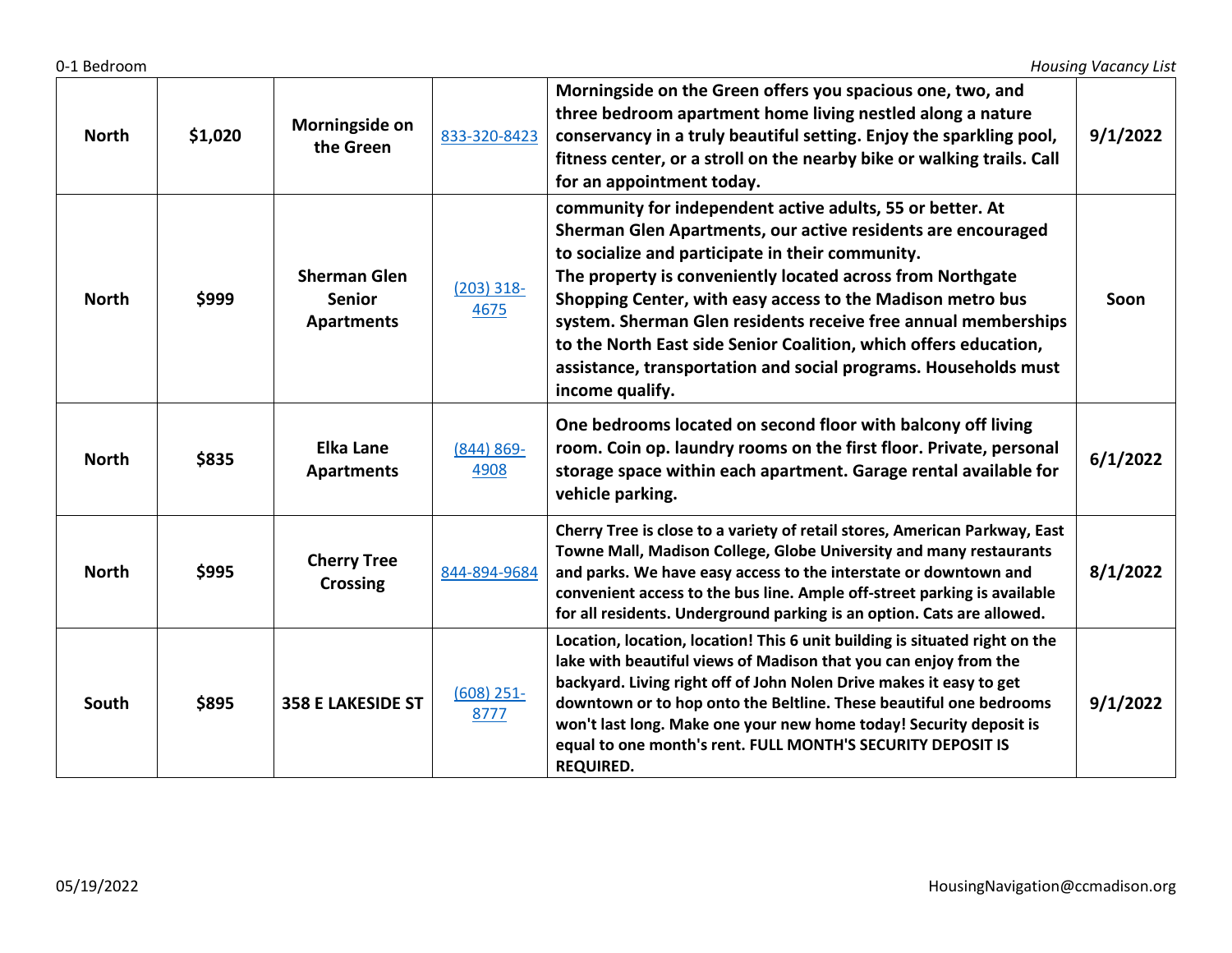| North | $1,020 | Morningside on the Green | 833-320-8423 | Morningside on the Green offers you spacious one, two, and three bedroom apartment home living nestled along a nature conservancy in a truly beautiful setting. Enjoy the sparkling pool, fitness center, or a stroll on the nearby bike or walking trails. Call for an appointment today. | 9/1/2022 |
|---|---|---|---|---|---|
| North | $999 | Sherman Glen Senior Apartments | (203) 318-4675 | community for independent active adults, 55 or better. At Sherman Glen Apartments, our active residents are encouraged to socialize and participate in their community. The property is conveniently located across from Northgate Shopping Center, with easy access to the Madison metro bus system. Sherman Glen residents receive free annual memberships to the North East side Senior Coalition, which offers education, assistance, transportation and social programs. Households must income qualify. | Soon |
| North | $835 | Elka Lane Apartments | (844) 869-4908 | One bedrooms located on second floor with balcony off living room. Coin op. laundry rooms on the first floor. Private, personal storage space within each apartment. Garage rental available for vehicle parking. | 6/1/2022 |
| North | $995 | Cherry Tree Crossing | 844-894-9684 | Cherry Tree is close to a variety of retail stores, American Parkway, East Towne Mall, Madison College, Globe University and many restaurants and parks. We have easy access to the interstate or downtown and convenient access to the bus line. Ample off-street parking is available for all residents. Underground parking is an option. Cats are allowed. | 8/1/2022 |
| South | $895 | 358 E LAKESIDE ST | (608) 251-8777 | Location, location, location! This 6 unit building is situated right on the lake with beautiful views of Madison that you can enjoy from the backyard. Living right off of John Nolen Drive makes it easy to get downtown or to hop onto the Beltline. These beautiful one bedrooms won't last long. Make one your new home today! Security deposit is equal to one month's rent. FULL MONTH'S SECURITY DEPOSIT IS REQUIRED. | 9/1/2022 |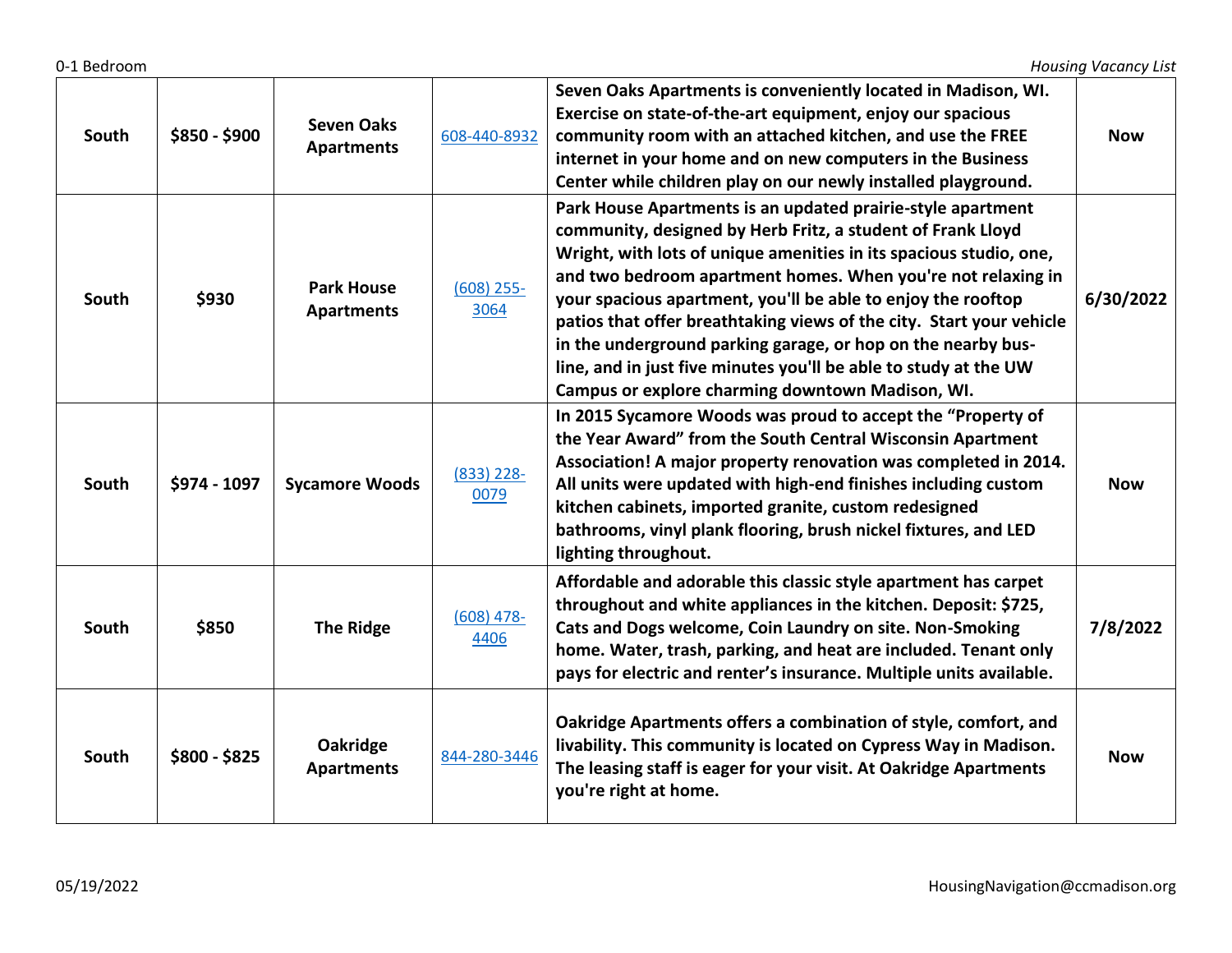| South | $850 - $900 | Seven Oaks Apartments | 608-440-8932 | Seven Oaks Apartments is conveniently located in Madison, WI. Exercise on state-of-the-art equipment, enjoy our spacious community room with an attached kitchen, and use the FREE internet in your home and on new computers in the Business Center while children play on our newly installed playground. | Now |
|---|---|---|---|---|---|
| South | $930 | Park House Apartments | (608) 255-3064 | Park House Apartments is an updated prairie-style apartment community, designed by Herb Fritz, a student of Frank Lloyd Wright, with lots of unique amenities in its spacious studio, one, and two bedroom apartment homes. When you're not relaxing in your spacious apartment, you'll be able to enjoy the rooftop patios that offer breathtaking views of the city. Start your vehicle in the underground parking garage, or hop on the nearby bus-line, and in just five minutes you'll be able to study at the UW Campus or explore charming downtown Madison, WI. | 6/30/2022 |
| South | $974 - 1097 | Sycamore Woods | (833) 228-0079 | In 2015 Sycamore Woods was proud to accept the "Property of the Year Award" from the South Central Wisconsin Apartment Association! A major property renovation was completed in 2014. All units were updated with high-end finishes including custom kitchen cabinets, imported granite, custom redesigned bathrooms, vinyl plank flooring, brush nickel fixtures, and LED lighting throughout. | Now |
| South | $850 | The Ridge | (608) 478-4406 | Affordable and adorable this classic style apartment has carpet throughout and white appliances in the kitchen. Deposit: $725, Cats and Dogs welcome, Coin Laundry on site. Non-Smoking home. Water, trash, parking, and heat are included. Tenant only pays for electric and renter's insurance. Multiple units available. | 7/8/2022 |
| South | $800 - $825 | Oakridge Apartments | 844-280-3446 | Oakridge Apartments offers a combination of style, comfort, and livability. This community is located on Cypress Way in Madison. The leasing staff is eager for your visit. At Oakridge Apartments you're right at home. | Now |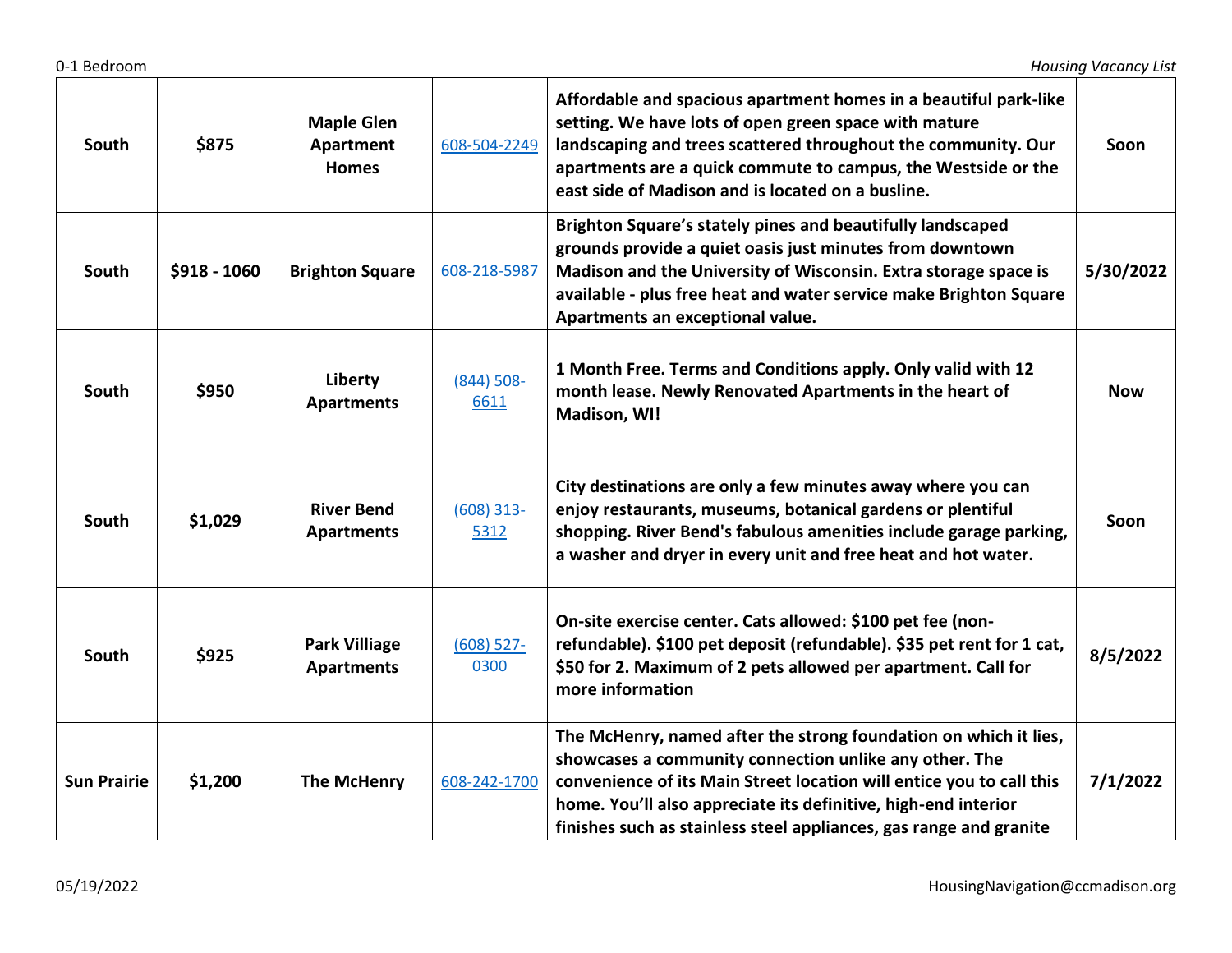| | | | | | |
|---|---|---|---|---|---|
| **South** | **$875** | **Maple Glen Apartment Homes** | 608-504-2249 | **Affordable and spacious apartment homes in a beautiful park-like setting. We have lots of open green space with mature landscaping and trees scattered throughout the community. Our apartments are a quick commute to campus, the Westside or the east side of Madison and is located on a busline.** | **Soon** |
| **South** | **$918 - 1060** | **Brighton Square** | 608-218-5987 | **Brighton Square's stately pines and beautifully landscaped grounds provide a quiet oasis just minutes from downtown Madison and the University of Wisconsin. Extra storage space is available - plus free heat and water service make Brighton Square Apartments an exceptional value.** | **5/30/2022** |
| **South** | **$950** | **Liberty Apartments** | (844) 508-6611 | **1 Month Free. Terms and Conditions apply. Only valid with 12 month lease. Newly Renovated Apartments in the heart of Madison, WI!** | **Now** |
| **South** | **$1,029** | **River Bend Apartments** | (608) 313-5312 | **City destinations are only a few minutes away where you can enjoy restaurants, museums, botanical gardens or plentiful shopping. River Bend's fabulous amenities include garage parking, a washer and dryer in every unit and free heat and hot water.** | **Soon** |
| **South** | **$925** | **Park Villiage Apartments** | (608) 527-0300 | **On-site exercise center. Cats allowed: $100 pet fee (non-refundable). $100 pet deposit (refundable). $35 pet rent for 1 cat, $50 for 2. Maximum of 2 pets allowed per apartment. Call for more information** | **8/5/2022** |
| **Sun Prairie** | **$1,200** | **The McHenry** | 608-242-1700 | **The McHenry, named after the strong foundation on which it lies, showcases a community connection unlike any other. The convenience of its Main Street location will entice you to call this home. You'll also appreciate its definitive, high-end interior finishes such as stainless steel appliances, gas range and granite** | **7/1/2022** |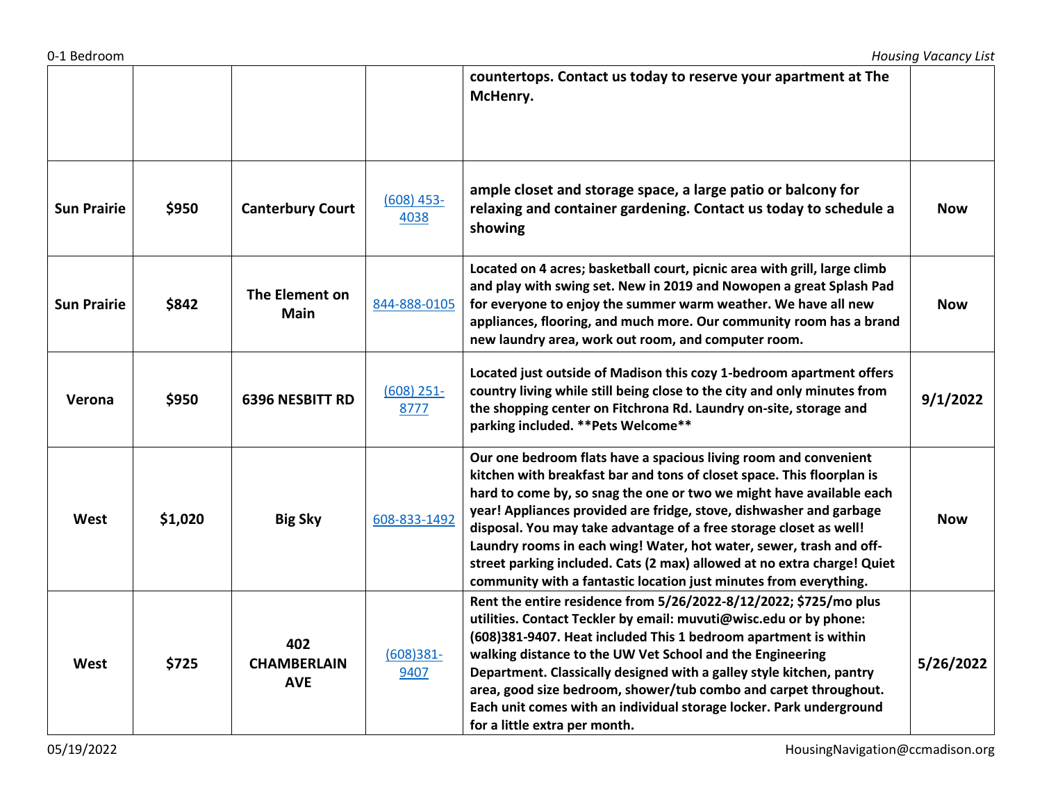| | | | | | |
|---|---|---|---|---|---|
| | | | | **countertops. Contact us today to reserve your apartment at The McHenry.** | |
| **Sun Prairie** | **$950** | **Canterbury Court** | [(608) 453-4038]() | **ample closet and storage space, a large patio or balcony for relaxing and container gardening. Contact us today to schedule a showing** | **Now** |
| **Sun Prairie** | **$842** | **The Element on Main** | [844-888-0105]() | **Located on 4 acres; basketball court, picnic area with grill, large climb and play with swing set. New in 2019 and Nowopen a great Splash Pad for everyone to enjoy the summer warm weather. We have all new appliances, flooring, and much more. Our community room has a brand new laundry area, work out room, and computer room.** | **Now** |
| **Verona** | **$950** | **6396 NESBITT RD** | [(608) 251-8777]() | **Located just outside of Madison this cozy 1-bedroom apartment offers country living while still being close to the city and only minutes from the shopping center on Fitchrona Rd. Laundry on-site, storage and parking included. **Pets Welcome**** | **9/1/2022** |
| **West** | **$1,020** | **Big Sky** | [608-833-1492]() | **Our one bedroom flats have a spacious living room and convenient kitchen with breakfast bar and tons of closet space. This floorplan is hard to come by, so snag the one or two we might have available each year! Appliances provided are fridge, stove, dishwasher and garbage disposal. You may take advantage of a free storage closet as well! Laundry rooms in each wing! Water, hot water, sewer, trash and off-street parking included. Cats (2 max) allowed at no extra charge! Quiet community with a fantastic location just minutes from everything.** | **Now** |
| **West** | **$725** | **402 CHAMBERLAIN AVE** | [(608)381-9407]() | **Rent the entire residence from 5/26/2022-8/12/2022; $725/mo plus utilities. Contact Teckler by email: muvuti@wisc.edu or by phone: (608)381-9407. Heat included This 1 bedroom apartment is within walking distance to the UW Vet School and the Engineering Department. Classically designed with a galley style kitchen, pantry area, good size bedroom, shower/tub combo and carpet throughout. Each unit comes with an individual storage locker. Park underground for a little extra per month.** | **5/26/2022** |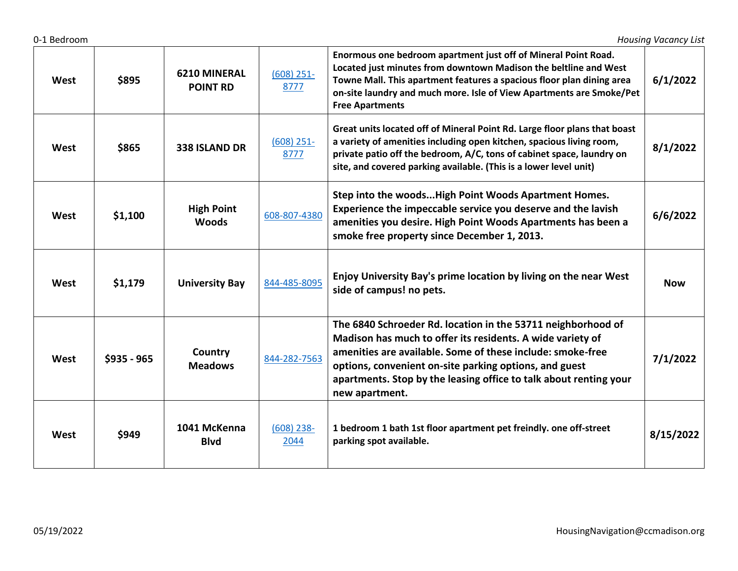| West | $895 | 6210 MINERAL POINT RD | (608) 251-8777 | Enormous one bedroom apartment just off of Mineral Point Road. Located just minutes from downtown Madison the beltline and West Towne Mall. This apartment features a spacious floor plan dining area on-site laundry and much more. Isle of View Apartments are Smoke/Pet Free Apartments | 6/1/2022 |
|---|---|---|---|---|---|
| West | $865 | 338 ISLAND DR | (608) 251-8777 | Great units located off of Mineral Point Rd. Large floor plans that boast a variety of amenities including open kitchen, spacious living room, private patio off the bedroom, A/C, tons of cabinet space, laundry on site, and covered parking available. (This is a lower level unit) | 8/1/2022 |
| West | $1,100 | High Point Woods | 608-807-4380 | Step into the woods...High Point Woods Apartment Homes. Experience the impeccable service you deserve and the lavish amenities you desire. High Point Woods Apartments has been a smoke free property since December 1, 2013. | 6/6/2022 |
| West | $1,179 | University Bay | 844-485-8095 | Enjoy University Bay's prime location by living on the near West side of campus! no pets. | Now |
| West | $935 - 965 | Country Meadows | 844-282-7563 | The 6840 Schroeder Rd. location in the 53711 neighborhood of Madison has much to offer its residents. A wide variety of amenities are available. Some of these include: smoke-free options, convenient on-site parking options, and guest apartments. Stop by the leasing office to talk about renting your new apartment. | 7/1/2022 |
| West | $949 | 1041 McKenna Blvd | (608) 238-2044 | 1 bedroom 1 bath 1st floor apartment pet freindly. one off-street parking spot available. | 8/15/2022 |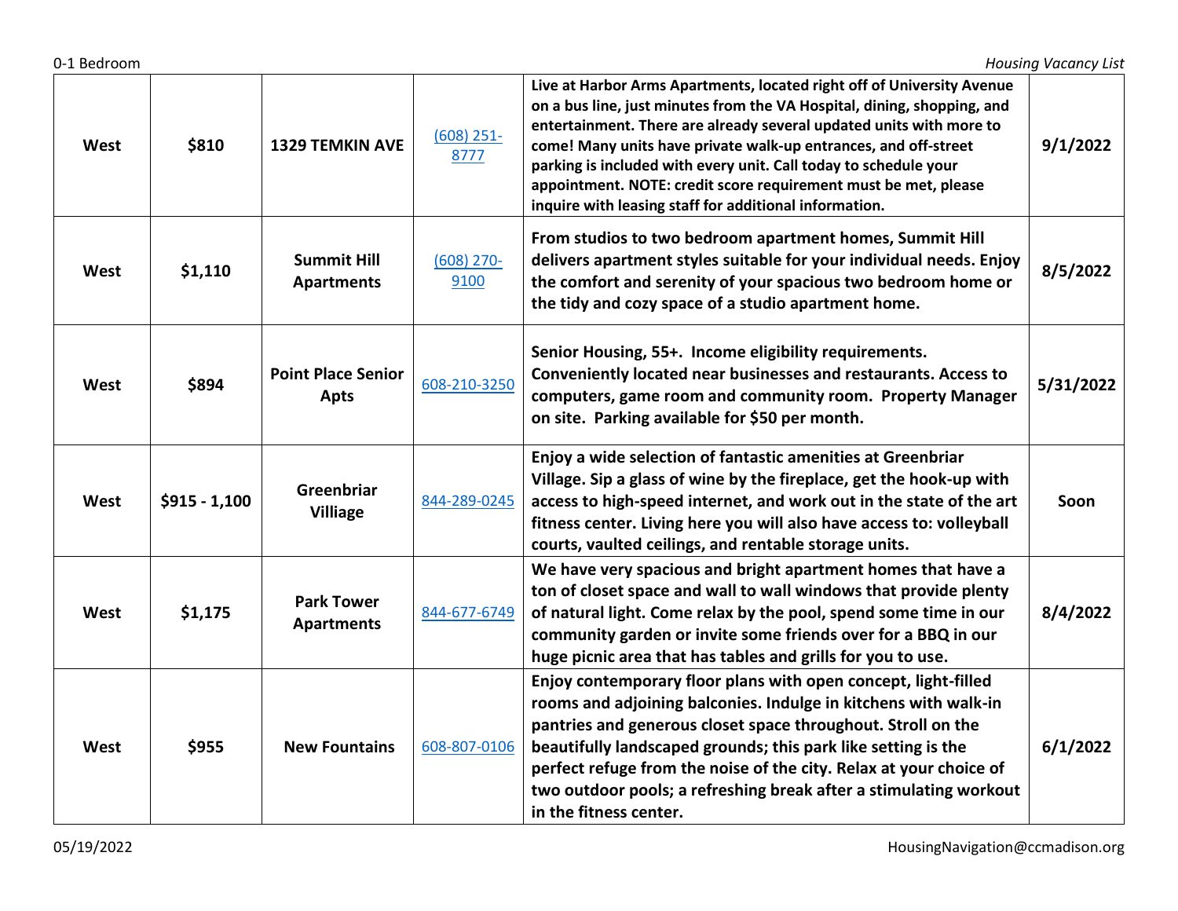| | | | | | |
|---|---|---|---|---|---|
| West | $810 | 1329 TEMKIN AVE | (608) 251-8777 | Live at Harbor Arms Apartments, located right off of University Avenue on a bus line, just minutes from the VA Hospital, dining, shopping, and entertainment. There are already several updated units with more to come! Many units have private walk-up entrances, and off-street parking is included with every unit. Call today to schedule your appointment. NOTE: credit score requirement must be met, please inquire with leasing staff for additional information. | 9/1/2022 |
| West | $1,110 | Summit Hill Apartments | (608) 270-9100 | From studios to two bedroom apartment homes, Summit Hill delivers apartment styles suitable for your individual needs. Enjoy the comfort and serenity of your spacious two bedroom home or the tidy and cozy space of a studio apartment home. | 8/5/2022 |
| West | $894 | Point Place Senior Apts | 608-210-3250 | Senior Housing, 55+. Income eligibility requirements. Conveniently located near businesses and restaurants. Access to computers, game room and community room. Property Manager on site. Parking available for $50 per month. | 5/31/2022 |
| West | $915 - 1,100 | Greenbriar Villiage | 844-289-0245 | Enjoy a wide selection of fantastic amenities at Greenbriar Village. Sip a glass of wine by the fireplace, get the hook-up with access to high-speed internet, and work out in the state of the art fitness center. Living here you will also have access to: volleyball courts, vaulted ceilings, and rentable storage units. | Soon |
| West | $1,175 | Park Tower Apartments | 844-677-6749 | We have very spacious and bright apartment homes that have a ton of closet space and wall to wall windows that provide plenty of natural light. Come relax by the pool, spend some time in our community garden or invite some friends over for a BBQ in our huge picnic area that has tables and grills for you to use. | 8/4/2022 |
| West | $955 | New Fountains | 608-807-0106 | Enjoy contemporary floor plans with open concept, light-filled rooms and adjoining balconies. Indulge in kitchens with walk-in pantries and generous closet space throughout. Stroll on the beautifully landscaped grounds; this park like setting is the perfect refuge from the noise of the city. Relax at your choice of two outdoor pools; a refreshing break after a stimulating workout in the fitness center. | 6/1/2022 |